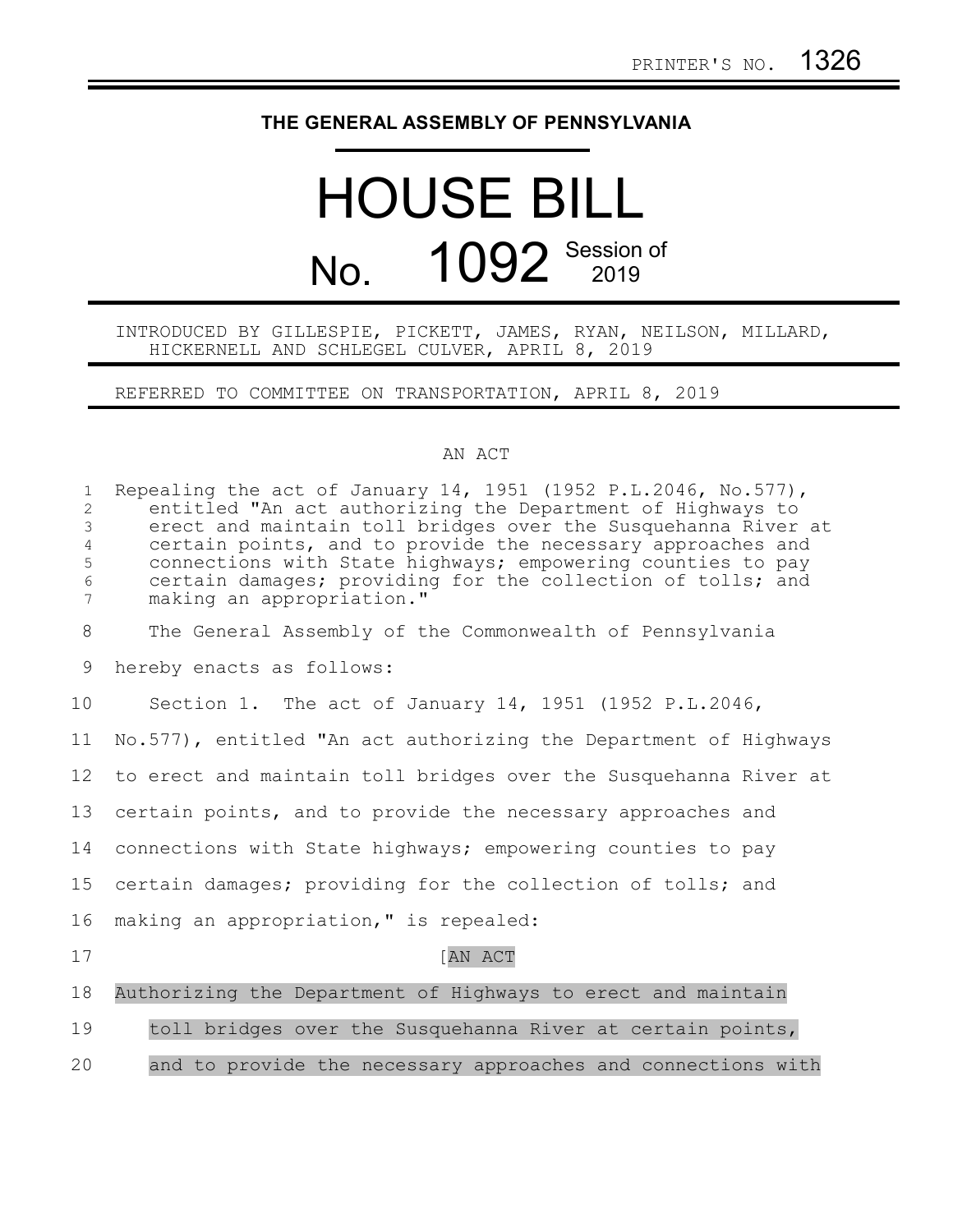PRINTER'S NO. 1326

**THE GENERAL ASSEMBLY OF PENNSYLVANIA**

# HOUSE BILL

# No. 1092 Session of 2019

INTRODUCED BY GILLESPIE, PICKETT, JAMES, RYAN, NEILSON, MILLARD, HICKERNELL AND SCHLEGEL CULVER, APRIL 8, 2019

REFERRED TO COMMITTEE ON TRANSPORTATION, APRIL 8, 2019

AN ACT

Repealing the act of January 14, 1951 (1952 P.L.2046, No.577), entitled "An act authorizing the Department of Highways to erect and maintain toll bridges over the Susquehanna River at certain points, and to provide the necessary approaches and connections with State highways; empowering counties to pay certain damages; providing for the collection of tolls; and making an appropriation."

The General Assembly of the Commonwealth of Pennsylvania hereby enacts as follows:

Section 1. The act of January 14, 1951 (1952 P.L.2046, No.577), entitled "An act authorizing the Department of Highways to erect and maintain toll bridges over the Susquehanna River at certain points, and to provide the necessary approaches and connections with State highways; empowering counties to pay certain damages; providing for the collection of tolls; and making an appropriation," is repealed:

[AN ACT

Authorizing the Department of Highways to erect and maintain toll bridges over the Susquehanna River at certain points, and to provide the necessary approaches and connections with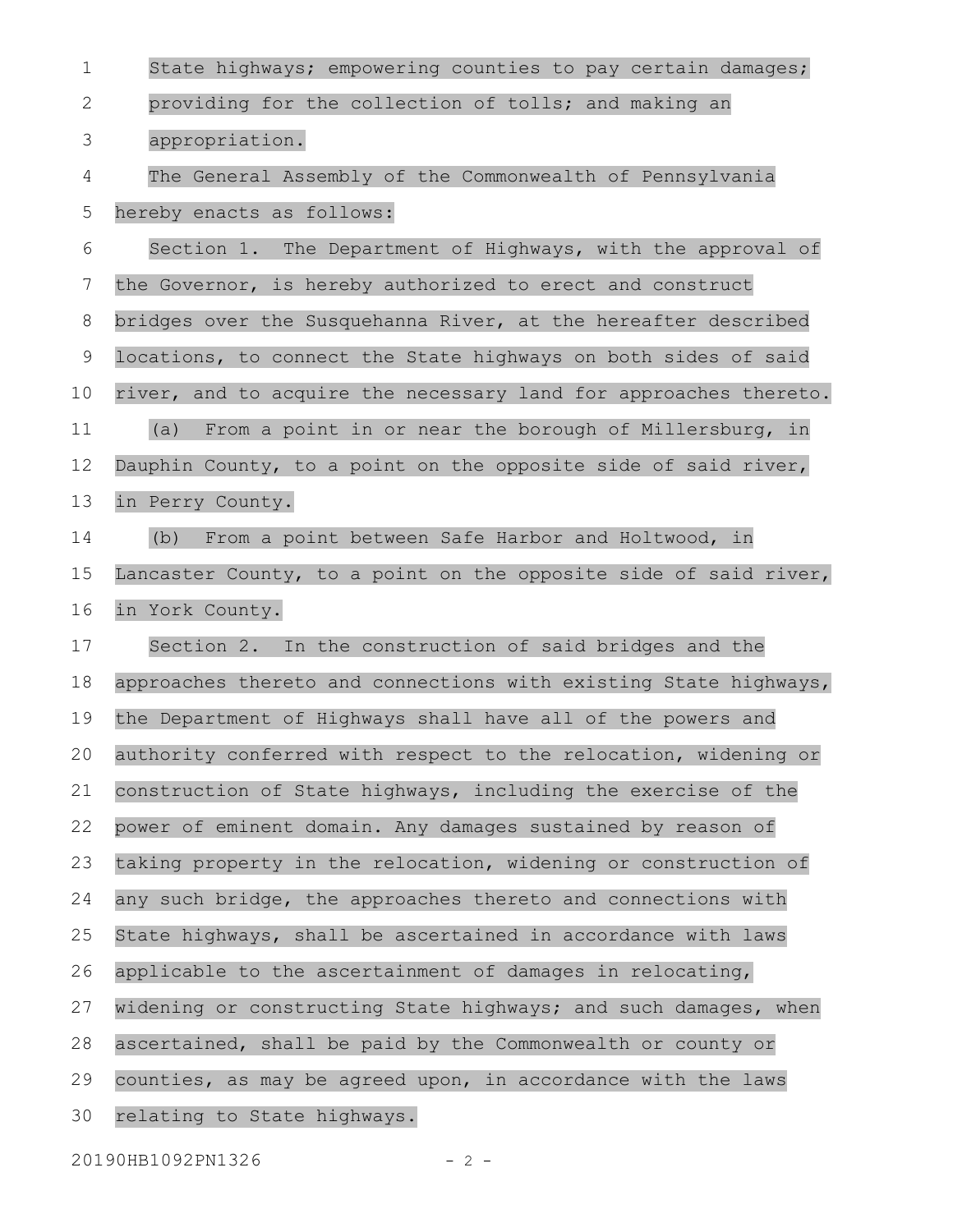State highways; empowering counties to pay certain damages; providing for the collection of tolls; and making an appropriation.

The General Assembly of the Commonwealth of Pennsylvania hereby enacts as follows:

Section 1. The Department of Highways, with the approval of the Governor, is hereby authorized to erect and construct bridges over the Susquehanna River, at the hereafter described locations, to connect the State highways on both sides of said river, and to acquire the necessary land for approaches thereto.

(a) From a point in or near the borough of Millersburg, in Dauphin County, to a point on the opposite side of said river, in Perry County.

(b) From a point between Safe Harbor and Holtwood, in Lancaster County, to a point on the opposite side of said river, in York County.

Section 2. In the construction of said bridges and the approaches thereto and connections with existing State highways, the Department of Highways shall have all of the powers and authority conferred with respect to the relocation, widening or construction of State highways, including the exercise of the power of eminent domain. Any damages sustained by reason of taking property in the relocation, widening or construction of any such bridge, the approaches thereto and connections with State highways, shall be ascertained in accordance with laws applicable to the ascertainment of damages in relocating, widening or constructing State highways; and such damages, when ascertained, shall be paid by the Commonwealth or county or counties, as may be agreed upon, in accordance with the laws relating to State highways.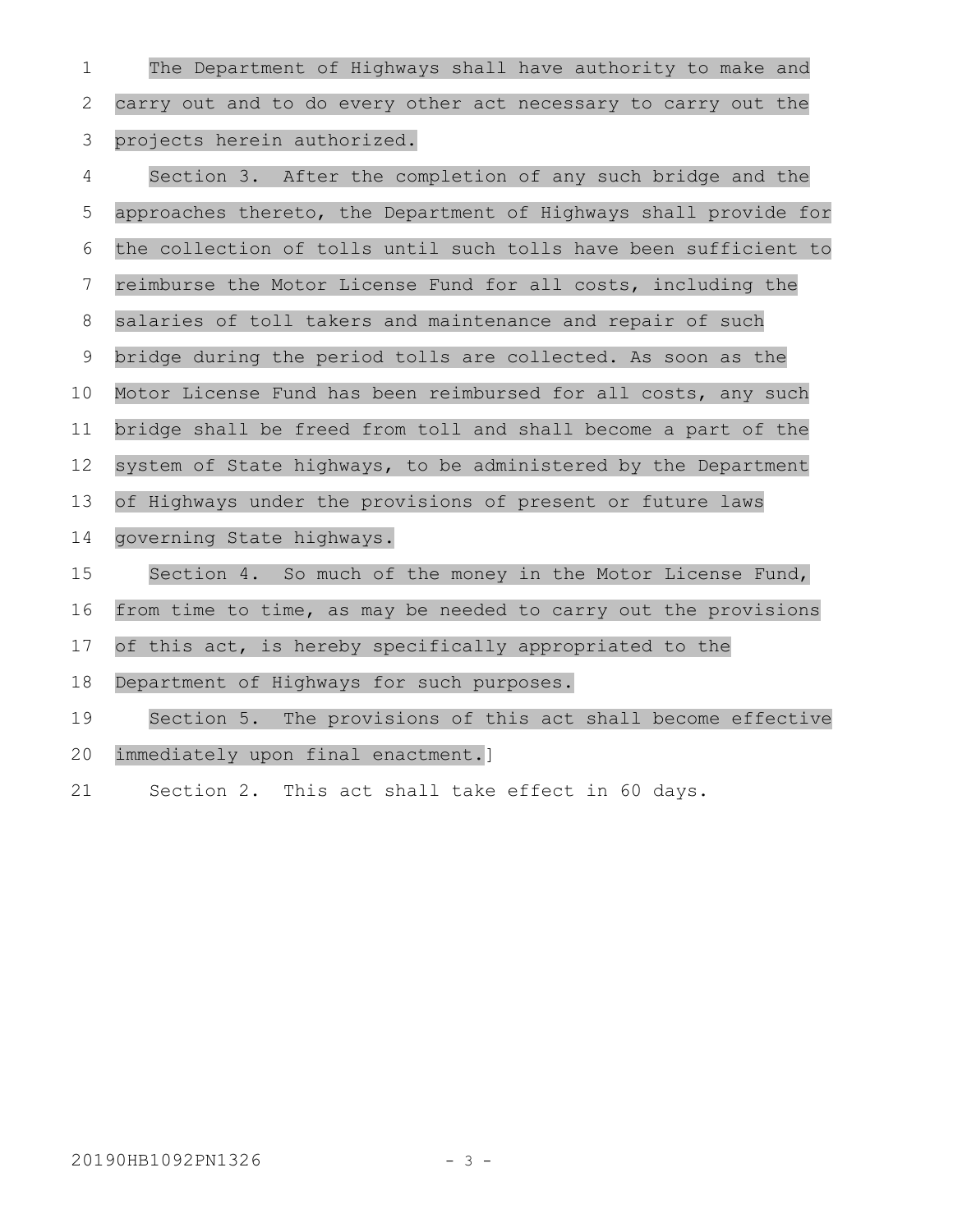The Department of Highways shall have authority to make and carry out and to do every other act necessary to carry out the projects herein authorized.

Section 3. After the completion of any such bridge and the approaches thereto, the Department of Highways shall provide for the collection of tolls until such tolls have been sufficient to reimburse the Motor License Fund for all costs, including the salaries of toll takers and maintenance and repair of such bridge during the period tolls are collected. As soon as the Motor License Fund has been reimbursed for all costs, any such bridge shall be freed from toll and shall become a part of the system of State highways, to be administered by the Department of Highways under the provisions of present or future laws governing State highways.

Section 4. So much of the money in the Motor License Fund, from time to time, as may be needed to carry out the provisions of this act, is hereby specifically appropriated to the Department of Highways for such purposes.

Section 5. The provisions of this act shall become effective immediately upon final enactment.]

Section 2. This act shall take effect in 60 days.